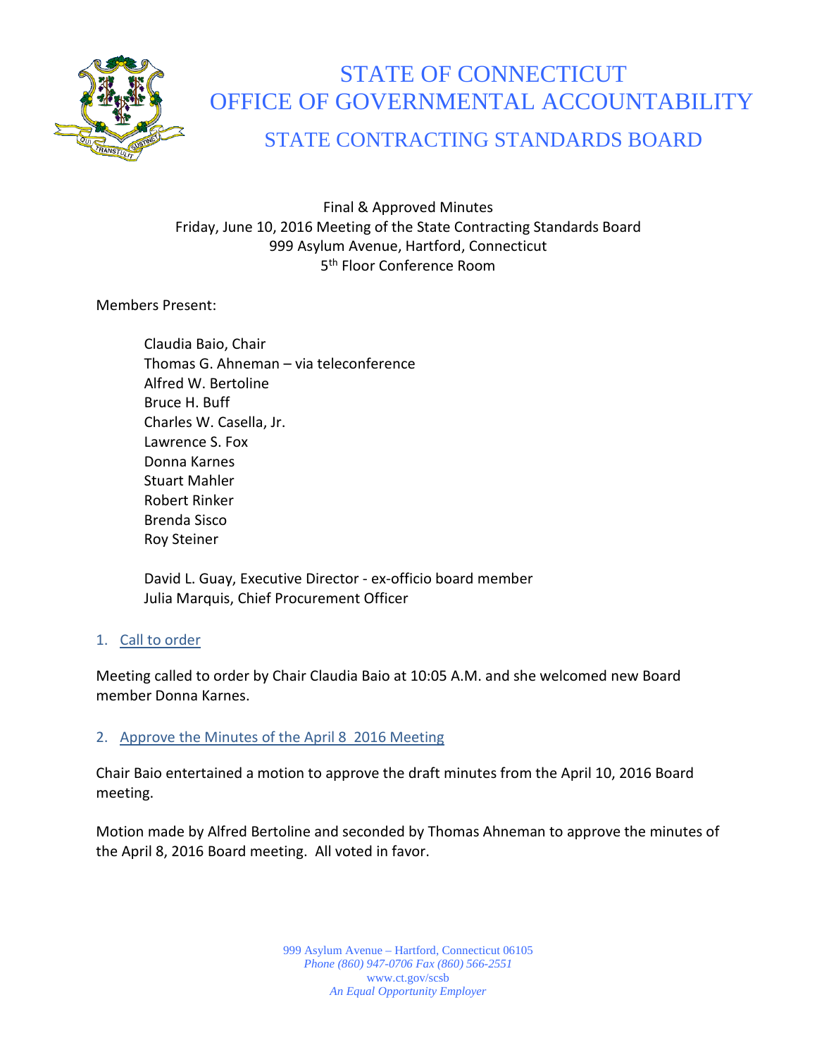# STATE OF CONNECTICUT
# OFFICE OF GOVERNMENTAL ACCOUNTABILITY
## STATE CONTRACTING STANDARDS BOARD

Final & Approved Minutes
Friday, June 10, 2016 Meeting of the State Contracting Standards Board
999 Asylum Avenue, Hartford, Connecticut
5th Floor Conference Room

Members Present:

Claudia Baio, Chair
Thomas G. Ahneman – via teleconference
Alfred W. Bertoline
Bruce H. Buff
Charles W. Casella, Jr.
Lawrence S. Fox
Donna Karnes
Stuart Mahler
Robert Rinker
Brenda Sisco
Roy Steiner

David L. Guay, Executive Director - ex-officio board member
Julia Marquis, Chief Procurement Officer

### 1. Call to order

Meeting called to order by Chair Claudia Baio at 10:05 A.M. and she welcomed new Board member Donna Karnes.

### 2. Approve the Minutes of the April 8 2016 Meeting

Chair Baio entertained a motion to approve the draft minutes from the April 10, 2016 Board meeting.

Motion made by Alfred Bertoline and seconded by Thomas Ahneman to approve the minutes of the April 8, 2016 Board meeting. All voted in favor.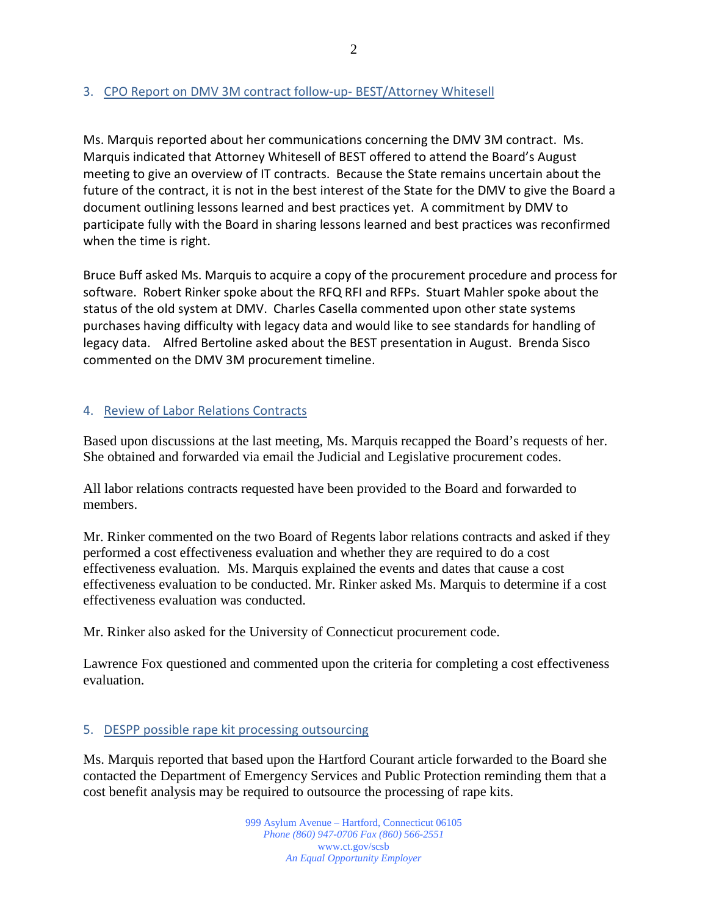### 3. CPO Report on DMV 3M contract follow-up- BEST/Attorney Whitesell

Ms. Marquis reported about her communications concerning the DMV 3M contract. Ms. Marquis indicated that Attorney Whitesell of BEST offered to attend the Board's August meeting to give an overview of IT contracts. Because the State remains uncertain about the future of the contract, it is not in the best interest of the State for the DMV to give the Board a document outlining lessons learned and best practices yet. A commitment by DMV to participate fully with the Board in sharing lessons learned and best practices was reconfirmed when the time is right.

Bruce Buff asked Ms. Marquis to acquire a copy of the procurement procedure and process for software. Robert Rinker spoke about the RFQ RFI and RFPs. Stuart Mahler spoke about the status of the old system at DMV. Charles Casella commented upon other state systems purchases having difficulty with legacy data and would like to see standards for handling of legacy data. Alfred Bertoline asked about the BEST presentation in August. Brenda Sisco commented on the DMV 3M procurement timeline.

### 4. Review of Labor Relations Contracts

Based upon discussions at the last meeting, Ms. Marquis recapped the Board's requests of her. She obtained and forwarded via email the Judicial and Legislative procurement codes.

All labor relations contracts requested have been provided to the Board and forwarded to members.

Mr. Rinker commented on the two Board of Regents labor relations contracts and asked if they performed a cost effectiveness evaluation and whether they are required to do a cost effectiveness evaluation. Ms. Marquis explained the events and dates that cause a cost effectiveness evaluation to be conducted. Mr. Rinker asked Ms. Marquis to determine if a cost effectiveness evaluation was conducted.

Mr. Rinker also asked for the University of Connecticut procurement code.

Lawrence Fox questioned and commented upon the criteria for completing a cost effectiveness evaluation.

### 5. DESPP possible rape kit processing outsourcing

Ms. Marquis reported that based upon the Hartford Courant article forwarded to the Board she contacted the Department of Emergency Services and Public Protection reminding them that a cost benefit analysis may be required to outsource the processing of rape kits.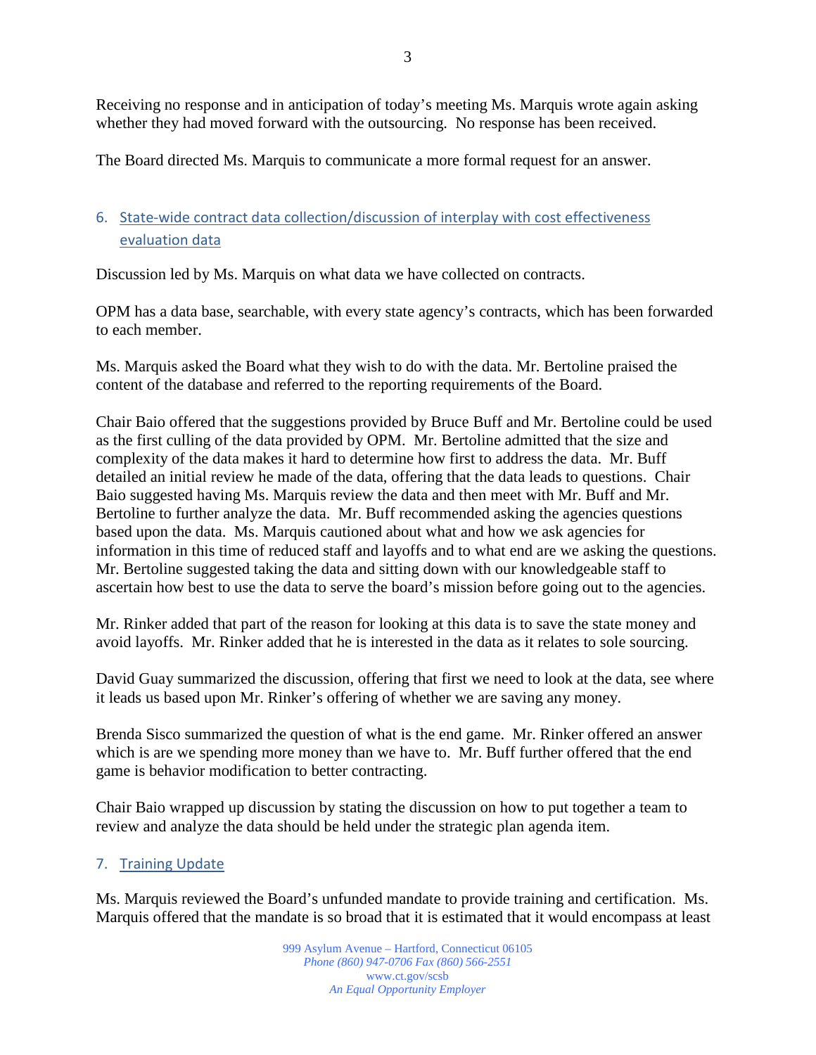Receiving no response and in anticipation of today's meeting Ms. Marquis wrote again asking whether they had moved forward with the outsourcing. No response has been received.

The Board directed Ms. Marquis to communicate a more formal request for an answer.

## 6. State-wide contract data collection/discussion of interplay with cost effectiveness evaluation data

Discussion led by Ms. Marquis on what data we have collected on contracts.

OPM has a data base, searchable, with every state agency's contracts, which has been forwarded to each member.

Ms. Marquis asked the Board what they wish to do with the data. Mr. Bertoline praised the content of the database and referred to the reporting requirements of the Board.

Chair Baio offered that the suggestions provided by Bruce Buff and Mr. Bertoline could be used as the first culling of the data provided by OPM. Mr. Bertoline admitted that the size and complexity of the data makes it hard to determine how first to address the data. Mr. Buff detailed an initial review he made of the data, offering that the data leads to questions. Chair Baio suggested having Ms. Marquis review the data and then meet with Mr. Buff and Mr. Bertoline to further analyze the data. Mr. Buff recommended asking the agencies questions based upon the data. Ms. Marquis cautioned about what and how we ask agencies for information in this time of reduced staff and layoffs and to what end are we asking the questions. Mr. Bertoline suggested taking the data and sitting down with our knowledgeable staff to ascertain how best to use the data to serve the board's mission before going out to the agencies.

Mr. Rinker added that part of the reason for looking at this data is to save the state money and avoid layoffs. Mr. Rinker added that he is interested in the data as it relates to sole sourcing.

David Guay summarized the discussion, offering that first we need to look at the data, see where it leads us based upon Mr. Rinker's offering of whether we are saving any money.

Brenda Sisco summarized the question of what is the end game. Mr. Rinker offered an answer which is are we spending more money than we have to. Mr. Buff further offered that the end game is behavior modification to better contracting.

Chair Baio wrapped up discussion by stating the discussion on how to put together a team to review and analyze the data should be held under the strategic plan agenda item.

## 7. Training Update

Ms. Marquis reviewed the Board's unfunded mandate to provide training and certification. Ms. Marquis offered that the mandate is so broad that it is estimated that it would encompass at least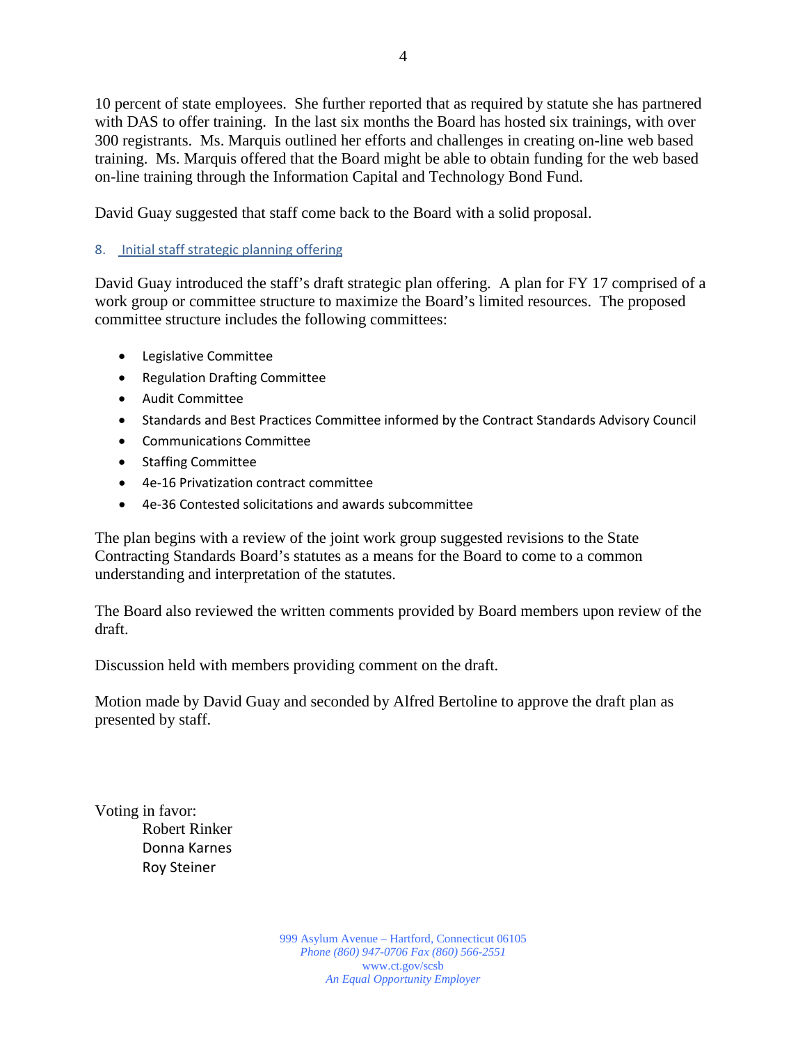10 percent of state employees. She further reported that as required by statute she has partnered with DAS to offer training. In the last six months the Board has hosted six trainings, with over 300 registrants. Ms. Marquis outlined her efforts and challenges in creating on-line web based training. Ms. Marquis offered that the Board might be able to obtain funding for the web based on-line training through the Information Capital and Technology Bond Fund.

David Guay suggested that staff come back to the Board with a solid proposal.

## 8. Initial staff strategic planning offering

David Guay introduced the staff's draft strategic plan offering. A plan for FY 17 comprised of a work group or committee structure to maximize the Board's limited resources. The proposed committee structure includes the following committees:

- Legislative Committee
- Regulation Drafting Committee
- Audit Committee
- Standards and Best Practices Committee informed by the Contract Standards Advisory Council
- Communications Committee
- Staffing Committee
- 4e-16 Privatization contract committee
- 4e-36 Contested solicitations and awards subcommittee

The plan begins with a review of the joint work group suggested revisions to the State Contracting Standards Board's statutes as a means for the Board to come to a common understanding and interpretation of the statutes.

The Board also reviewed the written comments provided by Board members upon review of the draft.

Discussion held with members providing comment on the draft.

Motion made by David Guay and seconded by Alfred Bertoline to approve the draft plan as presented by staff.

Voting in favor:

Robert Rinker
Donna Karnes
Roy Steiner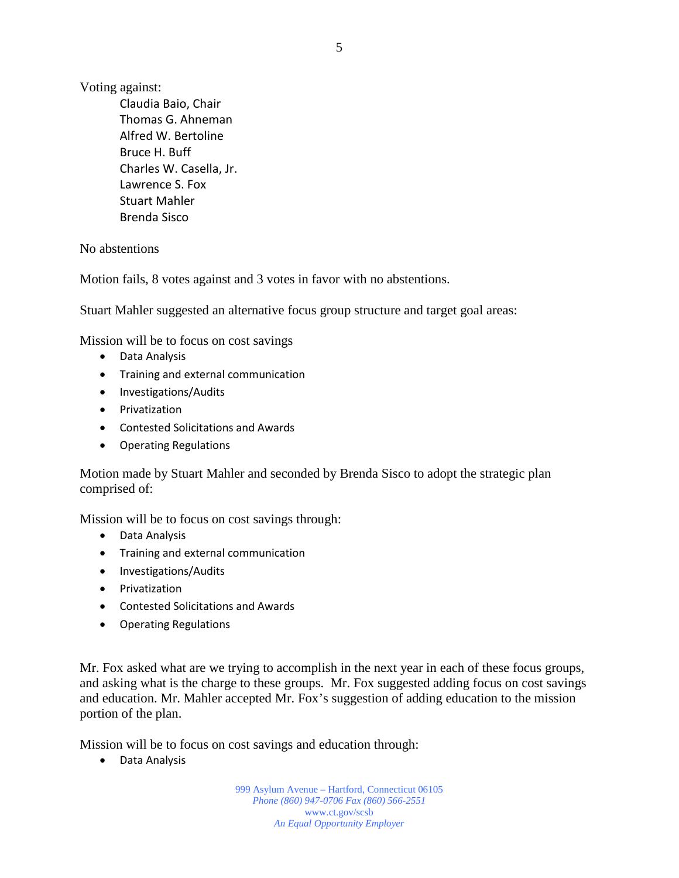Voting against:

Claudia Baio, Chair
Thomas G. Ahneman
Alfred W. Bertoline
Bruce H. Buff
Charles W. Casella, Jr.
Lawrence S. Fox
Stuart Mahler
Brenda Sisco

No abstentions

Motion fails, 8 votes against and 3 votes in favor with no abstentions.

Stuart Mahler suggested an alternative focus group structure and target goal areas:

Mission will be to focus on cost savings

- Data Analysis
- Training and external communication
- Investigations/Audits
- Privatization
- Contested Solicitations and Awards
- Operating Regulations

Motion made by Stuart Mahler and seconded by Brenda Sisco to adopt the strategic plan comprised of:

Mission will be to focus on cost savings through:

- Data Analysis
- Training and external communication
- Investigations/Audits
- Privatization
- Contested Solicitations and Awards
- Operating Regulations

Mr. Fox asked what are we trying to accomplish in the next year in each of these focus groups, and asking what is the charge to these groups. Mr. Fox suggested adding focus on cost savings and education. Mr. Mahler accepted Mr. Fox's suggestion of adding education to the mission portion of the plan.

Mission will be to focus on cost savings and education through:

- Data Analysis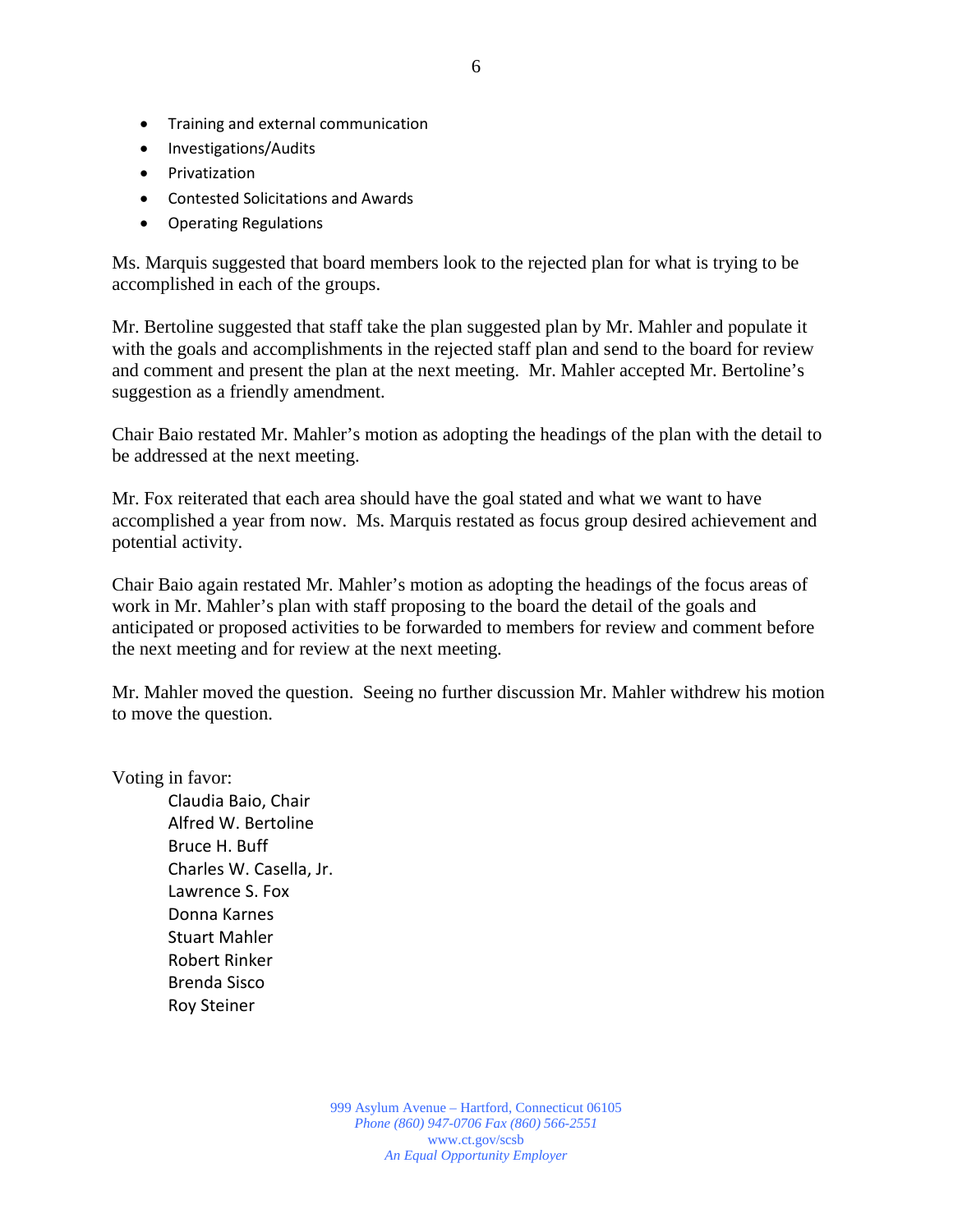- Training and external communication
- Investigations/Audits
- Privatization
- Contested Solicitations and Awards
- Operating Regulations

Ms. Marquis suggested that board members look to the rejected plan for what is trying to be accomplished in each of the groups.

Mr. Bertoline suggested that staff take the plan suggested plan by Mr. Mahler and populate it with the goals and accomplishments in the rejected staff plan and send to the board for review and comment and present the plan at the next meeting. Mr. Mahler accepted Mr. Bertoline's suggestion as a friendly amendment.

Chair Baio restated Mr. Mahler's motion as adopting the headings of the plan with the detail to be addressed at the next meeting.

Mr. Fox reiterated that each area should have the goal stated and what we want to have accomplished a year from now. Ms. Marquis restated as focus group desired achievement and potential activity.

Chair Baio again restated Mr. Mahler's motion as adopting the headings of the focus areas of work in Mr. Mahler's plan with staff proposing to the board the detail of the goals and anticipated or proposed activities to be forwarded to members for review and comment before the next meeting and for review at the next meeting.

Mr. Mahler moved the question. Seeing no further discussion Mr. Mahler withdrew his motion to move the question.

Voting in favor:

Claudia Baio, Chair
Alfred W. Bertoline
Bruce H. Buff
Charles W. Casella, Jr.
Lawrence S. Fox
Donna Karnes
Stuart Mahler
Robert Rinker
Brenda Sisco
Roy Steiner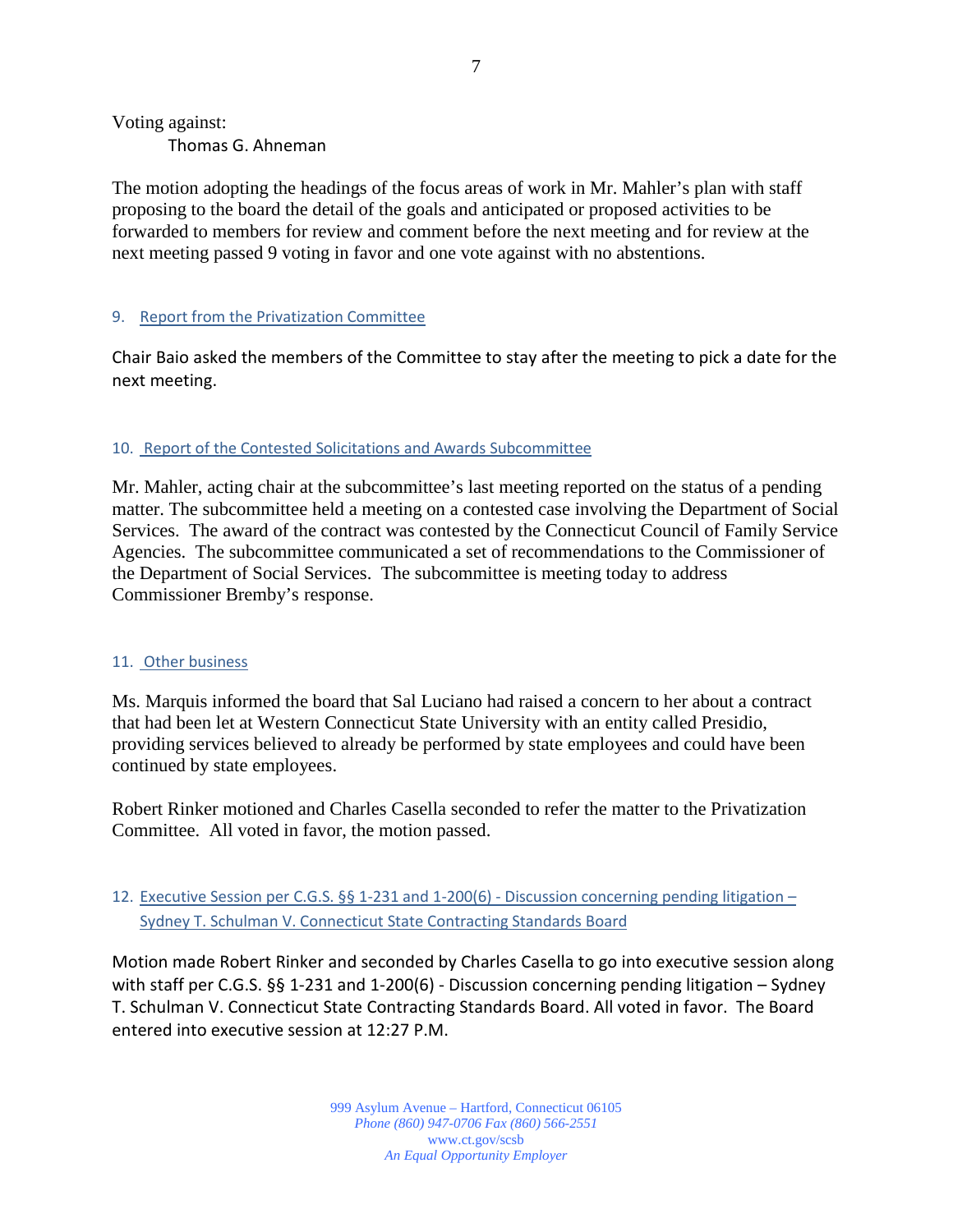Voting against:

Thomas G. Ahneman

The motion adopting the headings of the focus areas of work in Mr. Mahler's plan with staff proposing to the board the detail of the goals and anticipated or proposed activities to be forwarded to members for review and comment before the next meeting and for review at the next meeting passed 9 voting in favor and one vote against with no abstentions.

### 9. Report from the Privatization Committee

Chair Baio asked the members of the Committee to stay after the meeting to pick a date for the next meeting.

### 10. Report of the Contested Solicitations and Awards Subcommittee

Mr. Mahler, acting chair at the subcommittee's last meeting reported on the status of a pending matter. The subcommittee held a meeting on a contested case involving the Department of Social Services. The award of the contract was contested by the Connecticut Council of Family Service Agencies. The subcommittee communicated a set of recommendations to the Commissioner of the Department of Social Services. The subcommittee is meeting today to address Commissioner Bremby's response.

### 11. Other business

Ms. Marquis informed the board that Sal Luciano had raised a concern to her about a contract that had been let at Western Connecticut State University with an entity called Presidio, providing services believed to already be performed by state employees and could have been continued by state employees.

Robert Rinker motioned and Charles Casella seconded to refer the matter to the Privatization Committee. All voted in favor, the motion passed.

### 12. Executive Session per C.G.S. §§ 1-231 and 1-200(6) - Discussion concerning pending litigation – Sydney T. Schulman V. Connecticut State Contracting Standards Board

Motion made Robert Rinker and seconded by Charles Casella to go into executive session along with staff per C.G.S. §§ 1-231 and 1-200(6) - Discussion concerning pending litigation – Sydney T. Schulman V. Connecticut State Contracting Standards Board. All voted in favor. The Board entered into executive session at 12:27 P.M.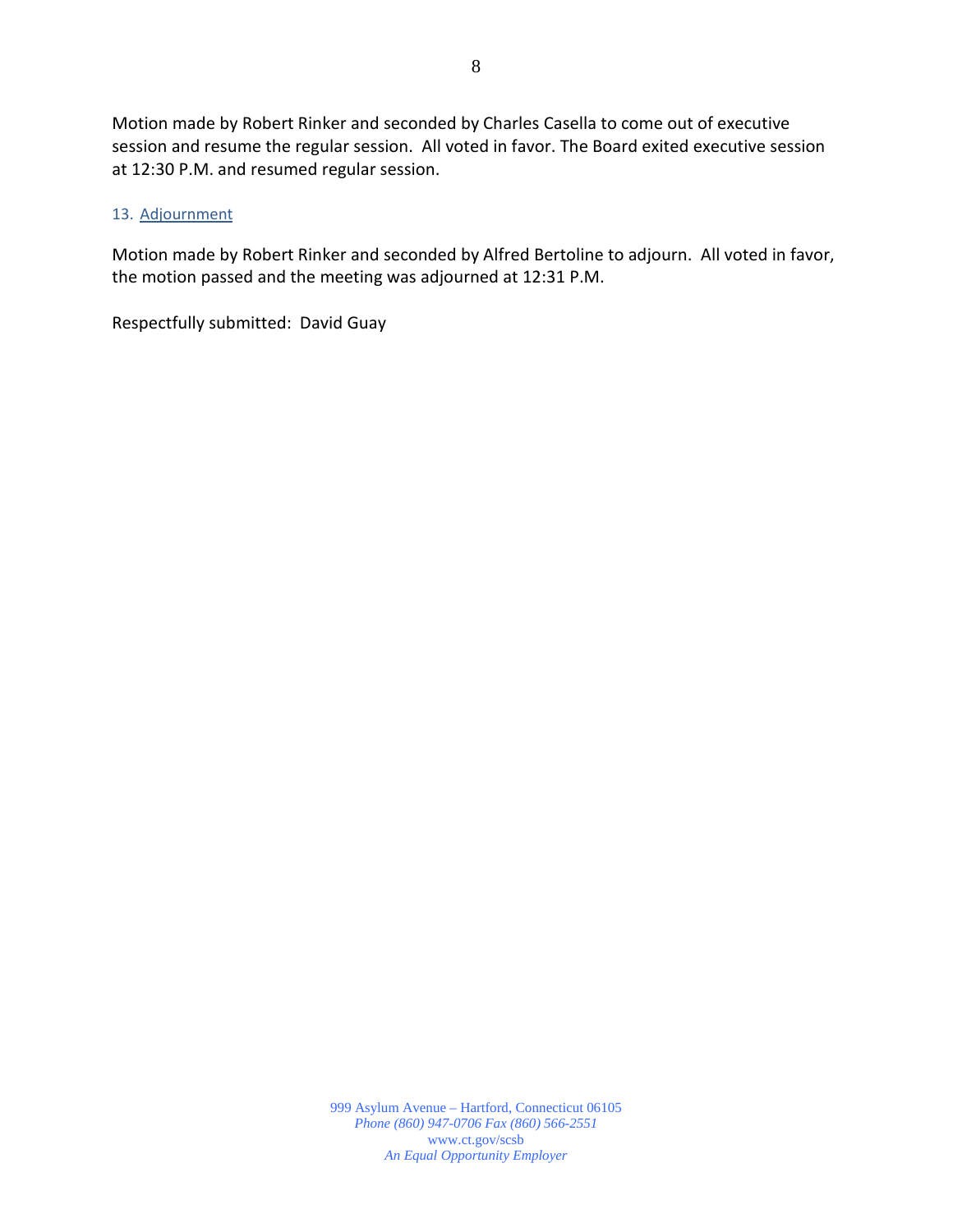Motion made by Robert Rinker and seconded by Charles Casella to come out of executive session and resume the regular session. All voted in favor. The Board exited executive session at 12:30 P.M. and resumed regular session.

### 13. Adjournment

Motion made by Robert Rinker and seconded by Alfred Bertoline to adjourn. All voted in favor, the motion passed and the meeting was adjourned at 12:31 P.M.

Respectfully submitted: David Guay

999 Asylum Avenue – Hartford, Connecticut 06105
*Phone (860) 947-0706 Fax (860) 566-2551*
www.ct.gov/scsb
*An Equal Opportunity Employer*